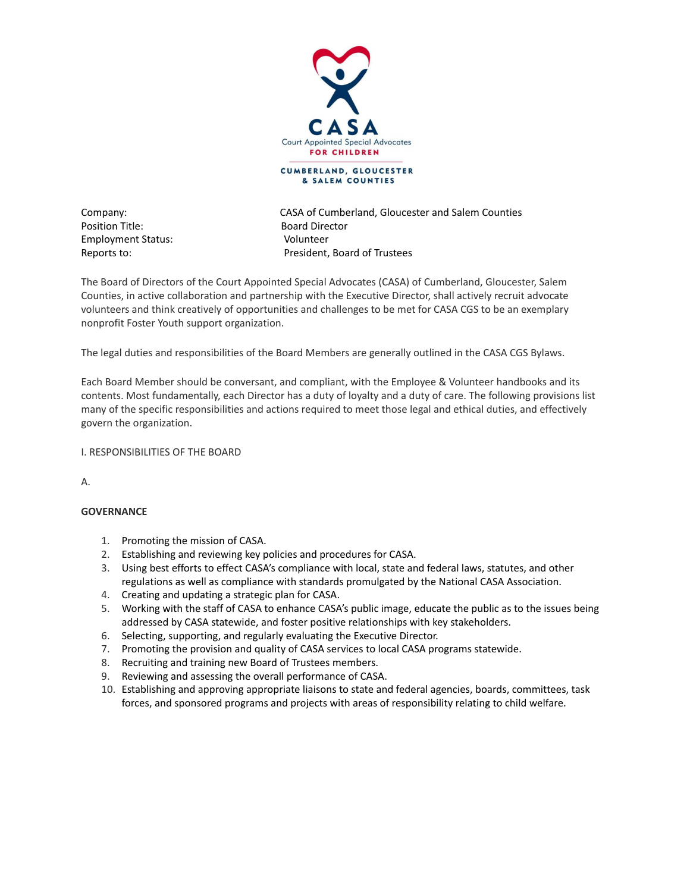CASA

Court Appointed Special Advocates

FOR CHILDREN

CUMBERLAND, GLOUCESTER & SALEM COUNTIES

| | |
|---|---|
| Company: | CASA of Cumberland, Gloucester and Salem Counties |
| Position Title: | Board Director |
| Employment Status: | Volunteer |
| Reports to: | President, Board of Trustees |

The Board of Directors of the Court Appointed Special Advocates (CASA) of Cumberland, Gloucester, Salem Counties, in active collaboration and partnership with the Executive Director, shall actively recruit advocate volunteers and think creatively of opportunities and challenges to be met for CASA CGS to be an exemplary nonprofit Foster Youth support organization.

The legal duties and responsibilities of the Board Members are generally outlined in the CASA CGS Bylaws.

Each Board Member should be conversant, and compliant, with the Employee & Volunteer handbooks and its contents. Most fundamentally, each Director has a duty of loyalty and a duty of care. The following provisions list many of the specific responsibilities and actions required to meet those legal and ethical duties, and effectively govern the organization.

I. RESPONSIBILITIES OF THE BOARD

A.

**GOVERNANCE**

1. Promoting the mission of CASA.
2. Establishing and reviewing key policies and procedures for CASA.
3. Using best efforts to effect CASA's compliance with local, state and federal laws, statutes, and other regulations as well as compliance with standards promulgated by the National CASA Association.
4. Creating and updating a strategic plan for CASA.
5. Working with the staff of CASA to enhance CASA's public image, educate the public as to the issues being addressed by CASA statewide, and foster positive relationships with key stakeholders.
6. Selecting, supporting, and regularly evaluating the Executive Director.
7. Promoting the provision and quality of CASA services to local CASA programs statewide.
8. Recruiting and training new Board of Trustees members.
9. Reviewing and assessing the overall performance of CASA.
10. Establishing and approving appropriate liaisons to state and federal agencies, boards, committees, task forces, and sponsored programs and projects with areas of responsibility relating to child welfare.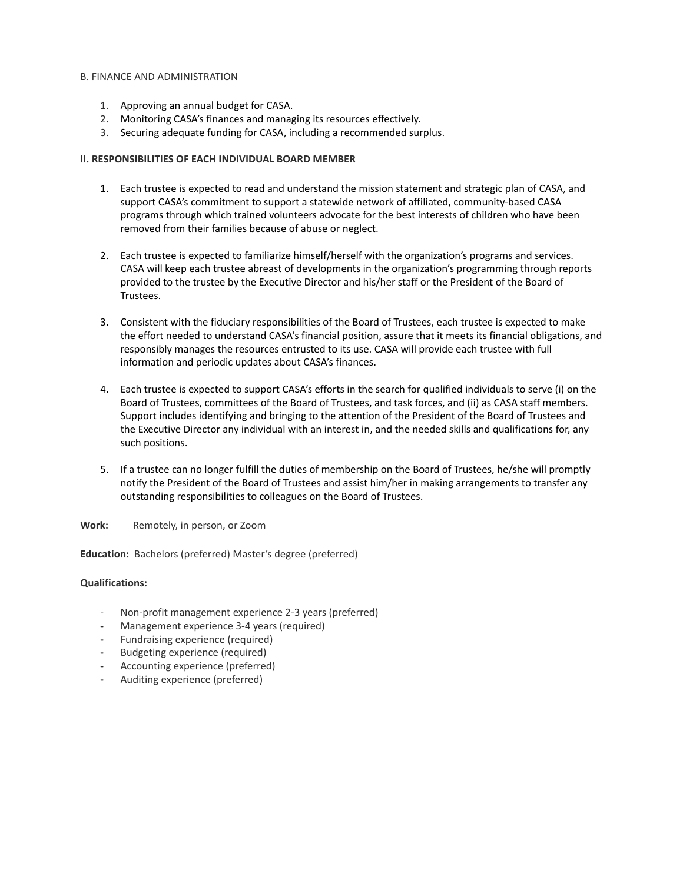B. FINANCE AND ADMINISTRATION

1. Approving an annual budget for CASA.
2. Monitoring CASA's finances and managing its resources effectively.
3. Securing adequate funding for CASA, including a recommended surplus.

**II. RESPONSIBILITIES OF EACH INDIVIDUAL BOARD MEMBER**

1. Each trustee is expected to read and understand the mission statement and strategic plan of CASA, and support CASA's commitment to support a statewide network of affiliated, community-based CASA programs through which trained volunteers advocate for the best interests of children who have been removed from their families because of abuse or neglect.

2. Each trustee is expected to familiarize himself/herself with the organization's programs and services. CASA will keep each trustee abreast of developments in the organization's programming through reports provided to the trustee by the Executive Director and his/her staff or the President of the Board of Trustees.

3. Consistent with the fiduciary responsibilities of the Board of Trustees, each trustee is expected to make the effort needed to understand CASA's financial position, assure that it meets its financial obligations, and responsibly manages the resources entrusted to its use. CASA will provide each trustee with full information and periodic updates about CASA's finances.

4. Each trustee is expected to support CASA's efforts in the search for qualified individuals to serve (i) on the Board of Trustees, committees of the Board of Trustees, and task forces, and (ii) as CASA staff members. Support includes identifying and bringing to the attention of the President of the Board of Trustees and the Executive Director any individual with an interest in, and the needed skills and qualifications for, any such positions.

5. If a trustee can no longer fulfill the duties of membership on the Board of Trustees, he/she will promptly notify the President of the Board of Trustees and assist him/her in making arrangements to transfer any outstanding responsibilities to colleagues on the Board of Trustees.

**Work:** Remotely, in person, or Zoom

**Education:** Bachelors (preferred) Master's degree (preferred)

**Qualifications:**

- Non-profit management experience 2-3 years (preferred)
- Management experience 3-4 years (required)
- Fundraising experience (required)
- Budgeting experience (required)
- Accounting experience (preferred)
- Auditing experience (preferred)